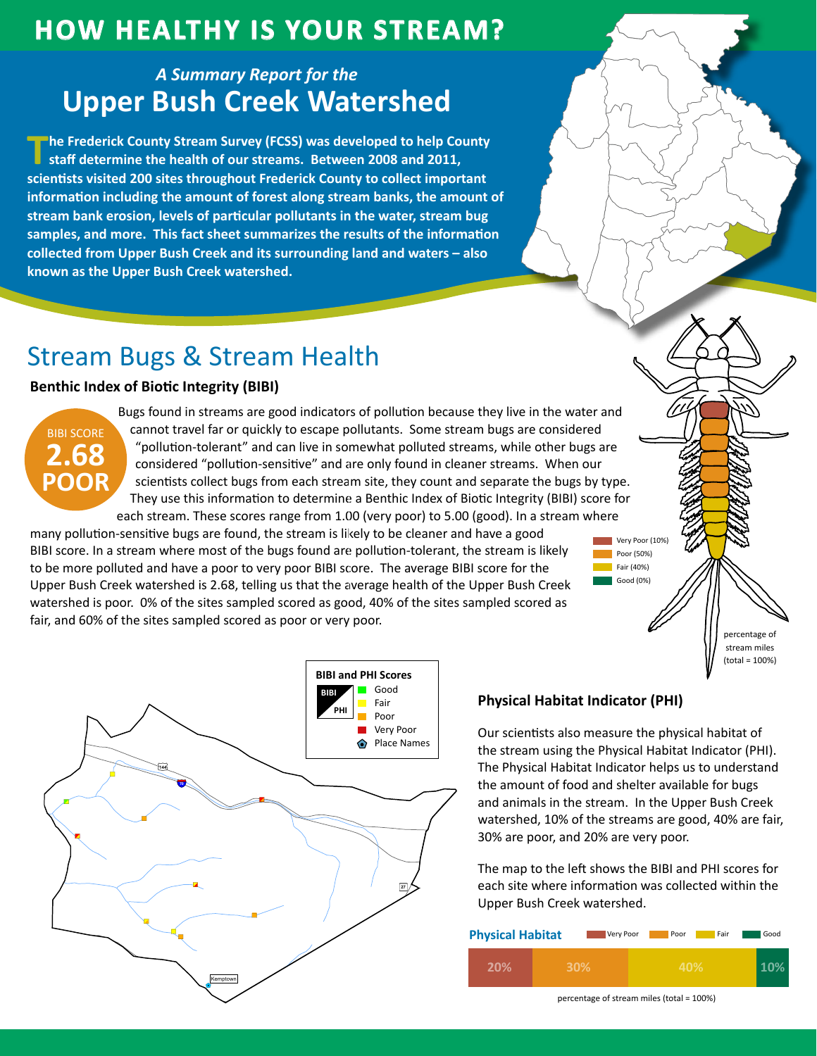# HOW HEALTHY IS YOUR STREAM?

*A Summary Report for the*

# Upper Bush Creek Watershed

**The Frederick County Stream Survey (FCSS) was developed to help County staff determine the health of our streams. Between 2008 and 2011, scientists visited 200 sites throughout Frederick County to collect important information including the amount of forest along stream banks, the amount of stream bank erosion, levels of particular pollutants in the water, stream bug samples, and more. This fact sheet summarizes the results of the information collected from Upper Bush Creek and its surrounding land and waters – also known as the Upper Bush Creek watershed.**

## Stream Bugs & Stream Health

### Benthic Index of Biotic Integrity (BIBI)

BIBI SCORE
**2.68**
**POOR**

Bugs found in streams are good indicators of pollution because they live in the water and cannot travel far or quickly to escape pollutants. Some stream bugs are considered "pollution-tolerant" and can live in somewhat polluted streams, while other bugs are considered "pollution-sensitive" and are only found in cleaner streams. When our scientists collect bugs from each stream site, they count and separate the bugs by type. They use this information to determine a Benthic Index of Biotic Integrity (BIBI) score for each stream. These scores range from 1.00 (very poor) to 5.00 (good). In a stream where many pollution-sensitive bugs are found, the stream is likely to be cleaner and have a good BIBI score. In a stream where most of the bugs found are pollution-tolerant, the stream is likely to be more polluted and have a poor to very poor BIBI score. The average BIBI score for the Upper Bush Creek watershed is 2.68, telling us that the average health of the Upper Bush Creek watershed is poor. 0% of the sites sampled scored as good, 40% of the sites sampled scored as fair, and 60% of the sites sampled scored as poor or very poor.

- Very Poor (10%)
- Poor (50%)
- Fair (40%)
- Good (0%)

percentage of stream miles (total = 100%)

**BIBI and PHI Scores**

- Good
- Fair
- Poor
- Very Poor
- Place Names

### Physical Habitat Indicator (PHI)

Our scientists also measure the physical habitat of the stream using the Physical Habitat Indicator (PHI). The Physical Habitat Indicator helps us to understand the amount of food and shelter available for bugs and animals in the stream. In the Upper Bush Creek watershed, 10% of the streams are good, 40% are fair, 30% are poor, and 20% are very poor.

The map to the left shows the BIBI and PHI scores for each site where information was collected within the Upper Bush Creek watershed.

**Physical Habitat**

| Very Poor | Poor | Fair | Good |
|---|---|---|---|
| 20% | 30% | 40% | 10% |

percentage of stream miles (total = 100%)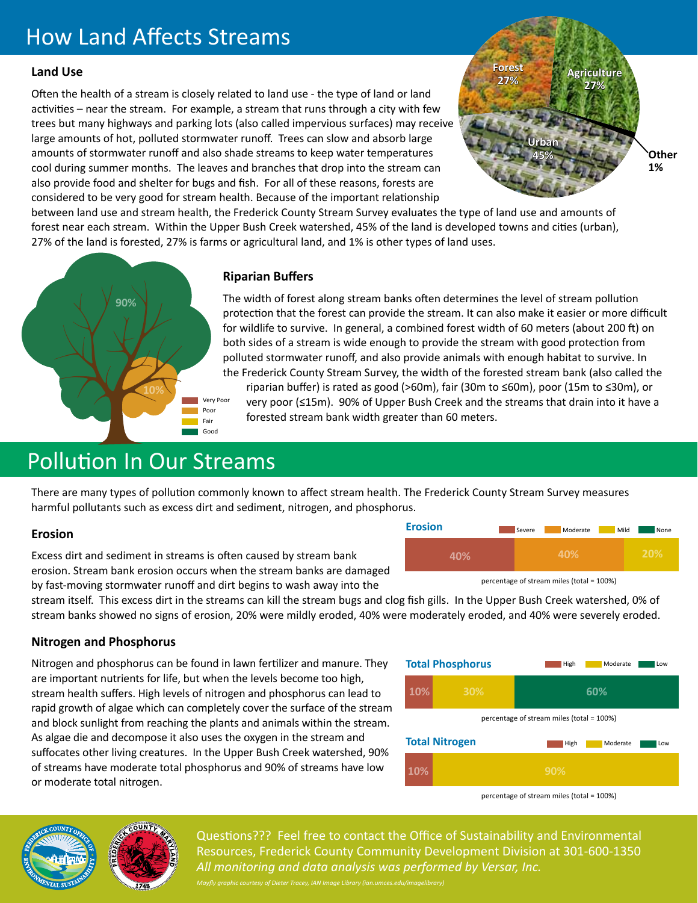# How Land Affects Streams

## Land Use

Often the health of a stream is closely related to land use - the type of land or land activities – near the stream. For example, a stream that runs through a city with few trees but many highways and parking lots (also called impervious surfaces) may receive large amounts of hot, polluted stormwater runoff. Trees can slow and absorb large amounts of stormwater runoff and also shade streams to keep water temperatures cool during summer months. The leaves and branches that drop into the stream can also provide food and shelter for bugs and fish. For all of these reasons, forests are considered to be very good for stream health. Because of the important relationship between land use and stream health, the Frederick County Stream Survey evaluates the type of land use and amounts of forest near each stream. Within the Upper Bush Creek watershed, 45% of the land is developed towns and cities (urban), 27% of the land is forested, 27% is farms or agricultural land, and 1% is other types of land uses.

Forest 27%
Agriculture 27%
Urban 45%
Other 1%

## Riparian Buffers

90%
10%
Very Poor
Poor
Fair
Good

The width of forest along stream banks often determines the level of stream pollution protection that the forest can provide the stream. It can also make it easier or more difficult for wildlife to survive. In general, a combined forest width of 60 meters (about 200 ft) on both sides of a stream is wide enough to provide the stream with good protection from polluted stormwater runoff, and also provide animals with enough habitat to survive. In the Frederick County Stream Survey, the width of the forested stream bank (also called the riparian buffer) is rated as good (>60m), fair (30m to ≤60m), poor (15m to ≤30m), or very poor (≤15m). 90% of Upper Bush Creek and the streams that drain into it have a forested stream bank width greater than 60 meters.

# Pollution In Our Streams

There are many types of pollution commonly known to affect stream health. The Frederick County Stream Survey measures harmful pollutants such as excess dirt and sediment, nitrogen, and phosphorus.

## Erosion

Erosion
Severe
Moderate
Mild
None
40%
40%
20%
percentage of stream miles (total = 100%)

Excess dirt and sediment in streams is often caused by stream bank erosion. Stream bank erosion occurs when the stream banks are damaged by fast-moving stormwater runoff and dirt begins to wash away into the stream itself. This excess dirt in the streams can kill the stream bugs and clog fish gills. In the Upper Bush Creek watershed, 0% of stream banks showed no signs of erosion, 20% were mildly eroded, 40% were moderately eroded, and 40% were severely eroded.

## Nitrogen and Phosphorus

Nitrogen and phosphorus can be found in lawn fertilizer and manure. They are important nutrients for life, but when the levels become too high, stream health suffers. High levels of nitrogen and phosphorus can lead to rapid growth of algae which can completely cover the surface of the stream and block sunlight from reaching the plants and animals within the stream. As algae die and decompose it also uses the oxygen in the stream and suffocates other living creatures. In the Upper Bush Creek watershed, 90% of streams have moderate total phosphorus and 90% of streams have low or moderate total nitrogen.

Total Phosphorus
High
Moderate
Low
10%
30%
60%
percentage of stream miles (total = 100%)

Total Nitrogen
High
Moderate
Low
10%
90%
percentage of stream miles (total = 100%)

Questions??? Feel free to contact the Office of Sustainability and Environmental Resources, Frederick County Community Development Division at 301-600-1350

*All monitoring and data analysis was performed by Versar, Inc.*

*Mayfly graphic courtesy of Dieter Tracey, IAN Image Library (ian.umces.edu/imagelibrary)*